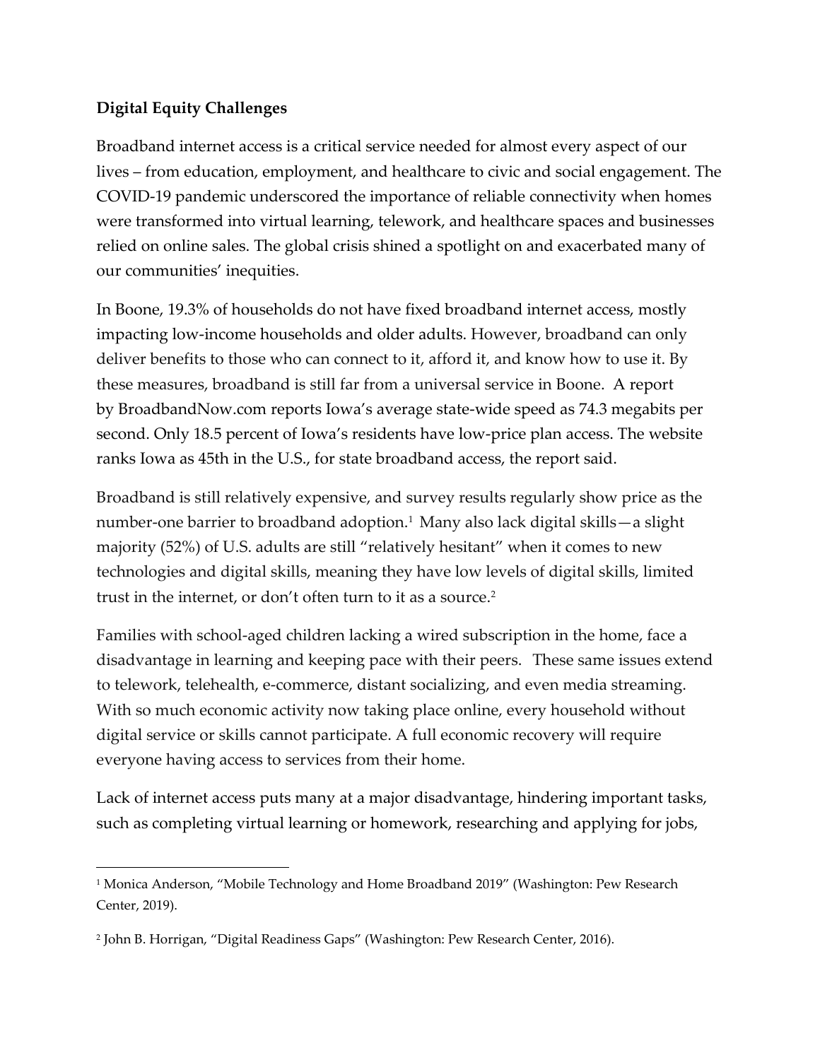**Digital Equity Challenges**

Broadband internet access is a critical service needed for almost every aspect of our lives – from education, employment, and healthcare to civic and social engagement. The COVID-19 pandemic underscored the importance of reliable connectivity when homes were transformed into virtual learning, telework, and healthcare spaces and businesses relied on online sales. The global crisis shined a spotlight on and exacerbated many of our communities' inequities.

In Boone, 19.3% of households do not have fixed broadband internet access, mostly impacting low-income households and older adults. However, broadband can only deliver benefits to those who can connect to it, afford it, and know how to use it. By these measures, broadband is still far from a universal service in Boone. A report by BroadbandNow.com reports Iowa's average state-wide speed as 74.3 megabits per second. Only 18.5 percent of Iowa's residents have low-price plan access. The website ranks Iowa as 45th in the U.S., for state broadband access, the report said.

Broadband is still relatively expensive, and survey results regularly show price as the number-one barrier to broadband adoption.[1] Many also lack digital skills—a slight majority (52%) of U.S. adults are still "relatively hesitant" when it comes to new technologies and digital skills, meaning they have low levels of digital skills, limited trust in the internet, or don't often turn to it as a source.[2]

Families with school-aged children lacking a wired subscription in the home, face a disadvantage in learning and keeping pace with their peers. These same issues extend to telework, telehealth, e-commerce, distant socializing, and even media streaming. With so much economic activity now taking place online, every household without digital service or skills cannot participate. A full economic recovery will require everyone having access to services from their home.

Lack of internet access puts many at a major disadvantage, hindering important tasks, such as completing virtual learning or homework, researching and applying for jobs,

---

[1] Monica Anderson, "Mobile Technology and Home Broadband 2019" (Washington: Pew Research Center, 2019).

[2] John B. Horrigan, "Digital Readiness Gaps" (Washington: Pew Research Center, 2016).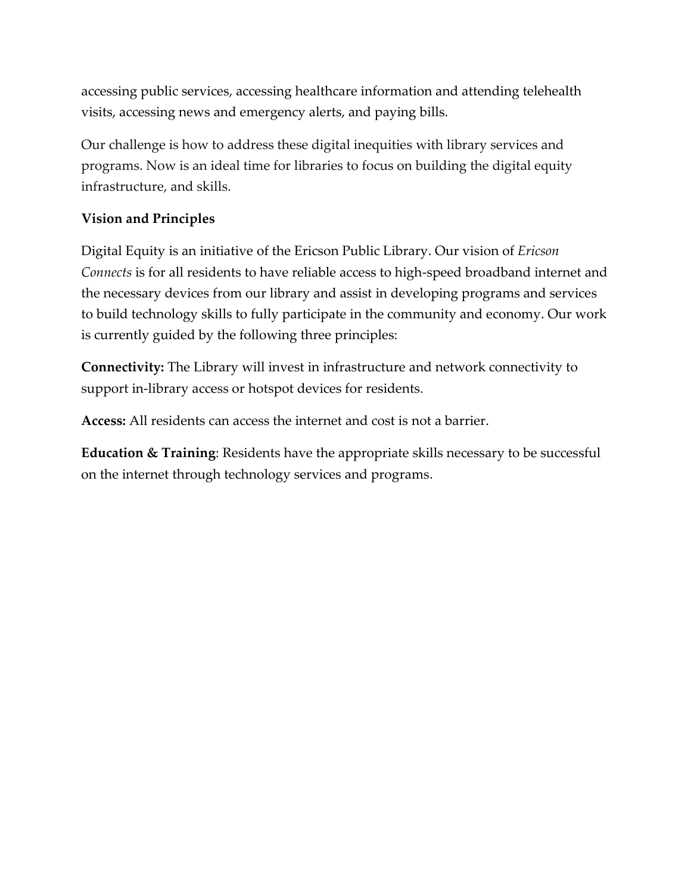accessing public services, accessing healthcare information and attending telehealth visits, accessing news and emergency alerts, and paying bills.

Our challenge is how to address these digital inequities with library services and programs. Now is an ideal time for libraries to focus on building the digital equity infrastructure, and skills.

**Vision and Principles**

Digital Equity is an initiative of the Ericson Public Library. Our vision of *Ericson Connects* is for all residents to have reliable access to high-speed broadband internet and the necessary devices from our library and assist in developing programs and services to build technology skills to fully participate in the community and economy. Our work is currently guided by the following three principles:

**Connectivity:** The Library will invest in infrastructure and network connectivity to support in-library access or hotspot devices for residents.

**Access:** All residents can access the internet and cost is not a barrier.

**Education & Training**: Residents have the appropriate skills necessary to be successful on the internet through technology services and programs.